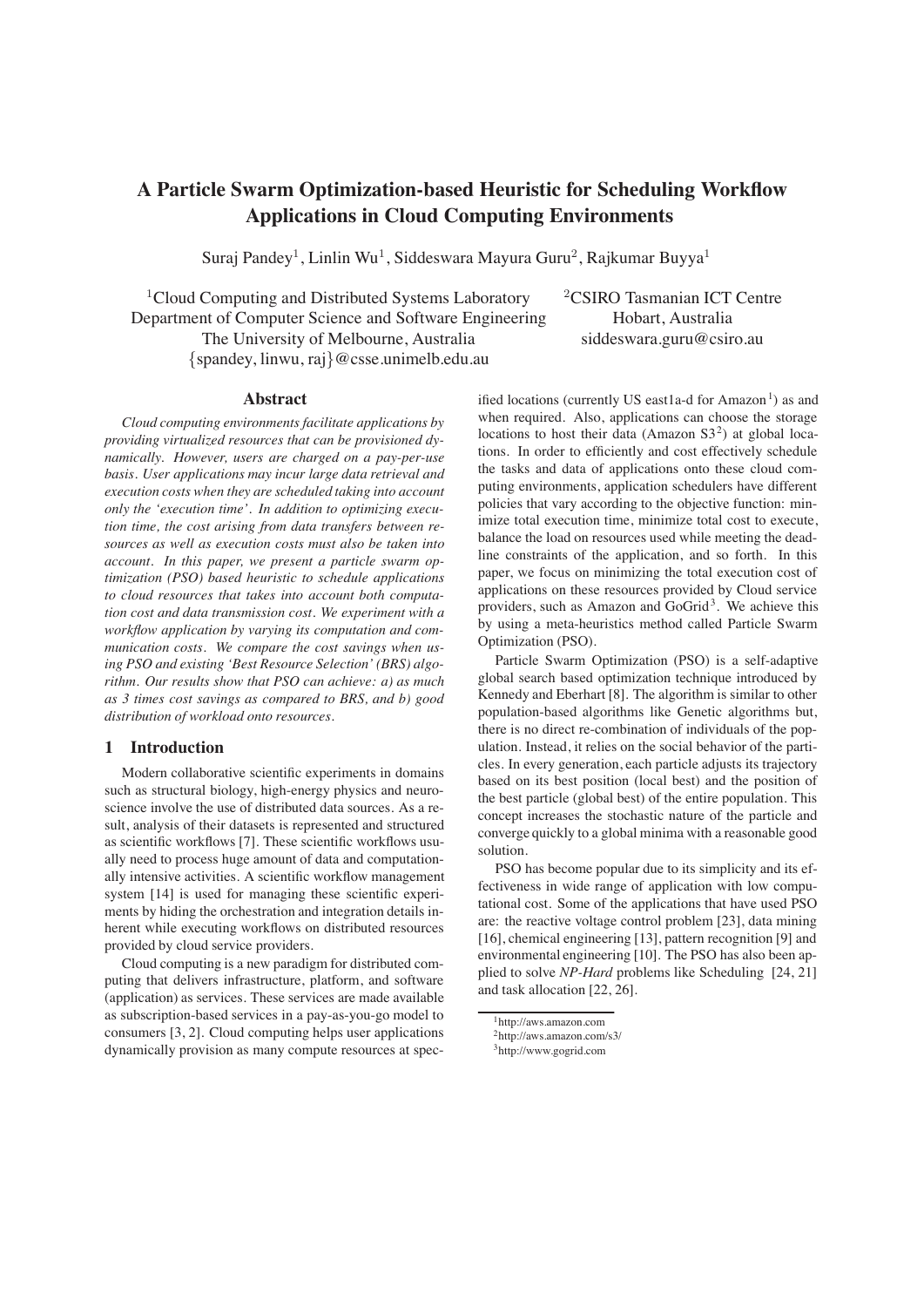# A Particle Swarm Optimization-based Heuristic for Scheduling Workflow Applications in Cloud Computing Environments

Suraj Pandey[1], Linlin Wu[1], Siddeswara Mayura Guru[2], Rajkumar Buyya[1]

[1]Cloud Computing and Distributed Systems Laboratory
Department of Computer Science and Software Engineering
The University of Melbourne, Australia
{spandey, linwu, raj}@csse.unimelb.edu.au

[2]CSIRO Tasmanian ICT Centre
Hobart, Australia
siddeswara.guru@csiro.au

## Abstract

*Cloud computing environments facilitate applications by providing virtualized resources that can be provisioned dynamically. However, users are charged on a pay-per-use basis. User applications may incur large data retrieval and execution costs when they are scheduled taking into account only the 'execution time'. In addition to optimizing execution time, the cost arising from data transfers between resources as well as execution costs must also be taken into account. In this paper, we present a particle swarm optimization (PSO) based heuristic to schedule applications to cloud resources that takes into account both computation cost and data transmission cost. We experiment with a workflow application by varying its computation and communication costs. We compare the cost savings when using PSO and existing 'Best Resource Selection' (BRS) algorithm. Our results show that PSO can achieve: a) as much as 3 times cost savings as compared to BRS, and b) good distribution of workload onto resources.*

## 1 Introduction

Modern collaborative scientific experiments in domains such as structural biology, high-energy physics and neuroscience involve the use of distributed data sources. As a result, analysis of their datasets is represented and structured as scientific workflows [7]. These scientific workflows usually need to process huge amount of data and computationally intensive activities. A scientific workflow management system [14] is used for managing these scientific experiments by hiding the orchestration and integration details inherent while executing workflows on distributed resources provided by cloud service providers.

Cloud computing is a new paradigm for distributed computing that delivers infrastructure, platform, and software (application) as services. These services are made available as subscription-based services in a pay-as-you-go model to consumers [3, 2]. Cloud computing helps user applications dynamically provision as many compute resources at specified locations (currently US east1a-d for Amazon[1]) as and when required. Also, applications can choose the storage locations to host their data (Amazon S3[2]) at global locations. In order to efficiently and cost effectively schedule the tasks and data of applications onto these cloud computing environments, application schedulers have different policies that vary according to the objective function: minimize total execution time, minimize total cost to execute, balance the load on resources used while meeting the deadline constraints of the application, and so forth. In this paper, we focus on minimizing the total execution cost of applications on these resources provided by Cloud service providers, such as Amazon and GoGrid[3]. We achieve this by using a meta-heuristics method called Particle Swarm Optimization (PSO).

Particle Swarm Optimization (PSO) is a self-adaptive global search based optimization technique introduced by Kennedy and Eberhart [8]. The algorithm is similar to other population-based algorithms like Genetic algorithms but, there is no direct re-combination of individuals of the population. Instead, it relies on the social behavior of the particles. In every generation, each particle adjusts its trajectory based on its best position (local best) and the position of the best particle (global best) of the entire population. This concept increases the stochastic nature of the particle and converge quickly to a global minima with a reasonable good solution.

PSO has become popular due to its simplicity and its effectiveness in wide range of application with low computational cost. Some of the applications that have used PSO are: the reactive voltage control problem [23], data mining [16], chemical engineering [13], pattern recognition [9] and environmental engineering [10]. The PSO has also been applied to solve *NP-Hard* problems like Scheduling [24, 21] and task allocation [22, 26].

[1]http://aws.amazon.com
[2]http://aws.amazon.com/s3/
[3]http://www.gogrid.com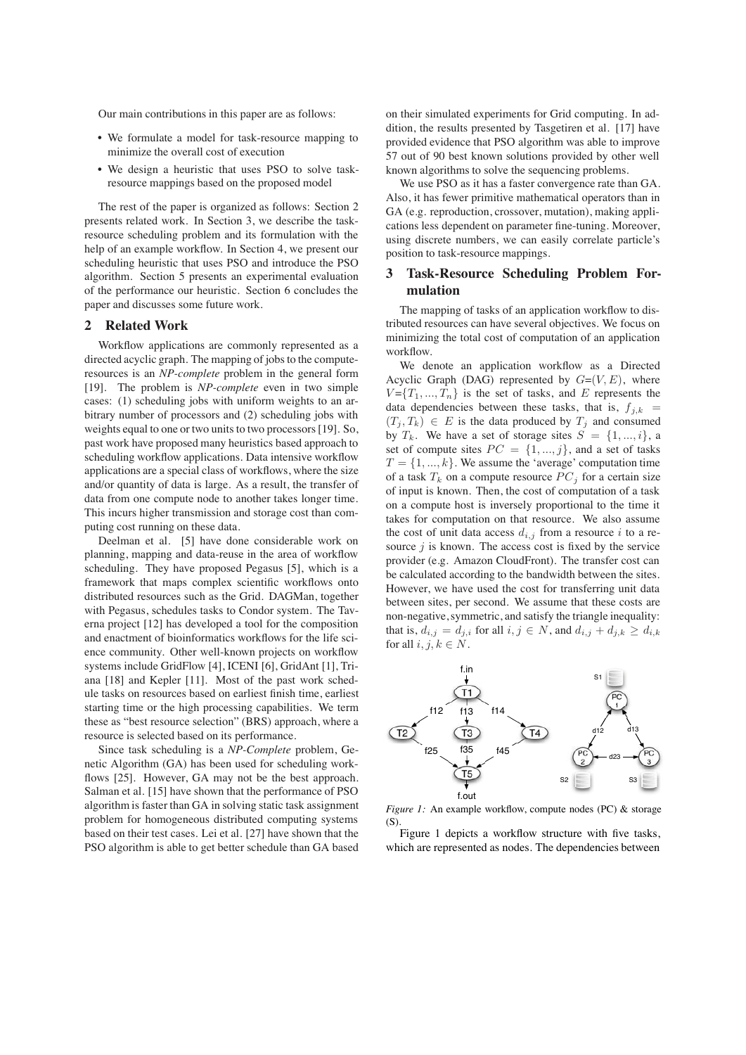Our main contributions in this paper are as follows:

- We formulate a model for task-resource mapping to minimize the overall cost of execution
- We design a heuristic that uses PSO to solve task-resource mappings based on the proposed model

The rest of the paper is organized as follows: Section 2 presents related work. In Section 3, we describe the task-resource scheduling problem and its formulation with the help of an example workflow. In Section 4, we present our scheduling heuristic that uses PSO and introduce the PSO algorithm. Section 5 presents an experimental evaluation of the performance our heuristic. Section 6 concludes the paper and discusses some future work.

## 2 Related Work

Workflow applications are commonly represented as a directed acyclic graph. The mapping of jobs to the compute-resources is an *NP-complete* problem in the general form [19]. The problem is *NP-complete* even in two simple cases: (1) scheduling jobs with uniform weights to an arbitrary number of processors and (2) scheduling jobs with weights equal to one or two units to two processors [19]. So, past work have proposed many heuristics based approach to scheduling workflow applications. Data intensive workflow applications are a special class of workflows, where the size and/or quantity of data is large. As a result, the transfer of data from one compute node to another takes longer time. This incurs higher transmission and storage cost than computing cost running on these data.

Deelman et al. [5] have done considerable work on planning, mapping and data-reuse in the area of workflow scheduling. They have proposed Pegasus [5], which is a framework that maps complex scientific workflows onto distributed resources such as the Grid. DAGMan, together with Pegasus, schedules tasks to Condor system. The Taverna project [12] has developed a tool for the composition and enactment of bioinformatics workflows for the life science community. Other well-known projects on workflow systems include GridFlow [4], ICENI [6], GridAnt [1], Triana [18] and Kepler [11]. Most of the past work schedule tasks on resources based on earliest finish time, earliest starting time or the high processing capabilities. We term these as "best resource selection" (BRS) approach, where a resource is selected based on its performance.

Since task scheduling is a *NP-Complete* problem, Genetic Algorithm (GA) has been used for scheduling workflows [25]. However, GA may not be the best approach. Salman et al. [15] have shown that the performance of PSO algorithm is faster than GA in solving static task assignment problem for homogeneous distributed computing systems based on their test cases. Lei et al. [27] have shown that the PSO algorithm is able to get better schedule than GA based on their simulated experiments for Grid computing. In addition, the results presented by Tasgetiren et al. [17] have provided evidence that PSO algorithm was able to improve 57 out of 90 best known solutions provided by other well known algorithms to solve the sequencing problems.

We use PSO as it has a faster convergence rate than GA. Also, it has fewer primitive mathematical operators than in GA (e.g. reproduction, crossover, mutation), making applications less dependent on parameter fine-tuning. Moreover, using discrete numbers, we can easily correlate particle's position to task-resource mappings.

## 3 Task-Resource Scheduling Problem Formulation

The mapping of tasks of an application workflow to distributed resources can have several objectives. We focus on minimizing the total cost of computation of an application workflow.

We denote an application workflow as a Directed Acyclic Graph (DAG) represented by $G$=$(V, E)$, where $V$=$\{T_1, ..., T_n\}$ is the set of tasks, and $E$ represents the data dependencies between these tasks, that is, $f_{j,k} = (T_j, T_k) \in E$ is the data produced by $T_j$ and consumed by $T_k$. We have a set of storage sites $S = \{1, ..., i\}$, a set of compute sites $PC = \{1, ..., j\}$, and a set of tasks $T = \{1, ..., k\}$. We assume the 'average' computation time of a task $T_k$ on a compute resource $PC_j$ for a certain size of input is known. Then, the cost of computation of a task on a compute host is inversely proportional to the time it takes for computation on that resource. We also assume the cost of unit data access $d_{i,j}$ from a resource $i$ to a resource $j$ is known. The access cost is fixed by the service provider (e.g. Amazon CloudFront). The transfer cost can be calculated according to the bandwidth between the sites. However, we have used the cost for transferring unit data between sites, per second. We assume that these costs are non-negative, symmetric, and satisfy the triangle inequality: that is, $d_{i,j} = d_{j,i}$ for all $i, j \in N$, and $d_{i,j} + d_{j,k} \geq d_{i,k}$ for all $i, j, k \in N$.

*Figure 1:* An example workflow, compute nodes (PC) & storage (S).

Figure 1 depicts a workflow structure with five tasks, which are represented as nodes. The dependencies between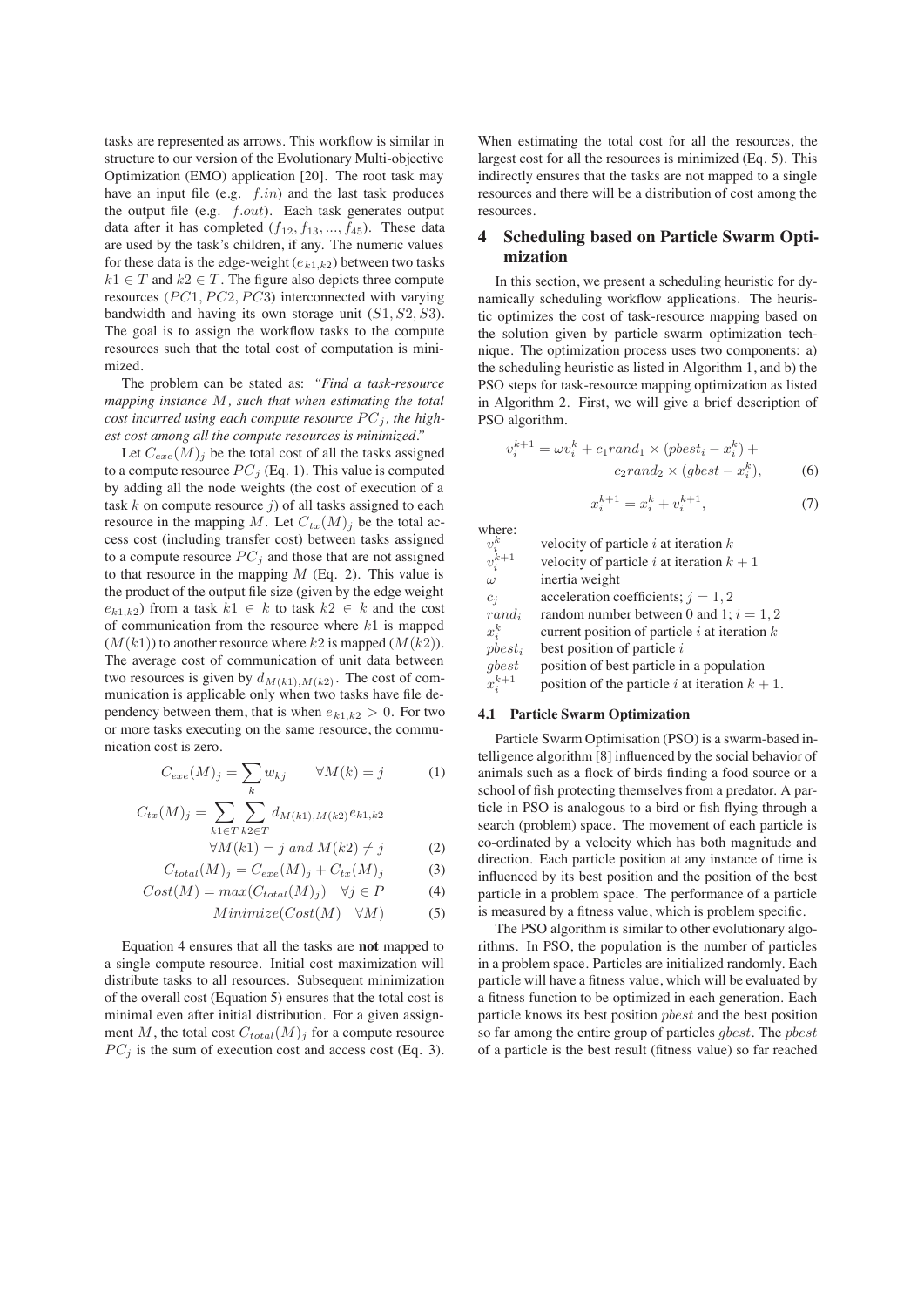tasks are represented as arrows. This workflow is similar in structure to our version of the Evolutionary Multi-objective Optimization (EMO) application [20]. The root task may have an input file (e.g. $f.in$) and the last task produces the output file (e.g. $f.out$). Each task generates output data after it has completed ($f_{12}, f_{13}, ..., f_{45}$). These data are used by the task's children, if any. The numeric values for these data is the edge-weight ($e_{k1,k2}$) between two tasks $k1 \in T$ and $k2 \in T$. The figure also depicts three compute resources ($PC1, PC2, PC3$) interconnected with varying bandwidth and having its own storage unit ($S1, S2, S3$). The goal is to assign the workflow tasks to the compute resources such that the total cost of computation is minimized.

The problem can be stated as: *"Find a task-resource mapping instance $M$, such that when estimating the total cost incurred using each compute resource $PC_j$, the highest cost among all the compute resources is minimized."*

Let $C_{exe}(M)_j$ be the total cost of all the tasks assigned to a compute resource $PC_j$ (Eq. 1). This value is computed by adding all the node weights (the cost of execution of a task $k$ on compute resource $j$) of all tasks assigned to each resource in the mapping $M$. Let $C_{tx}(M)_j$ be the total access cost (including transfer cost) between tasks assigned to a compute resource $PC_j$ and those that are not assigned to that resource in the mapping $M$ (Eq. 2). This value is the product of the output file size (given by the edge weight $e_{k1,k2}$) from a task $k1 \in k$ to task $k2 \in k$ and the cost of communication from the resource where $k1$ is mapped ($M(k1)$) to another resource where $k2$ is mapped ($M(k2)$). The average cost of communication of unit data between two resources is given by $d_{M(k1),M(k2)}$. The cost of communication is applicable only when two tasks have file dependency between them, that is when $e_{k1,k2} > 0$. For two or more tasks executing on the same resource, the communication cost is zero.

$$C_{exe}(M)_j = \sum_k w_{kj} \qquad \forall M(k) = j \tag{1}$$

$$C_{tx}(M)_j = \sum_{k1 \in T} \sum_{k2 \in T} d_{M(k1),M(k2)} e_{k1,k2} \qquad \forall M(k1) = j \ and \ M(k2) \neq j \tag{2}$$

$$C_{total}(M)_j = C_{exe}(M)_j + C_{tx}(M)_j \tag{3}$$

$$Cost(M) = max(C_{total}(M)_j) \quad \forall j \in P \tag{4}$$

$$Minimize(Cost(M) \quad \forall M) \tag{5}$$

Equation 4 ensures that all the tasks are **not** mapped to a single compute resource. Initial cost maximization will distribute tasks to all resources. Subsequent minimization of the overall cost (Equation 5) ensures that the total cost is minimal even after initial distribution. For a given assignment $M$, the total cost $C_{total}(M)_j$ for a compute resource $PC_j$ is the sum of execution cost and access cost (Eq. 3). When estimating the total cost for all the resources, the largest cost for all the resources is minimized (Eq. 5). This indirectly ensures that the tasks are not mapped to a single resources and there will be a distribution of cost among the resources.

## 4 Scheduling based on Particle Swarm Optimization

In this section, we present a scheduling heuristic for dynamically scheduling workflow applications. The heuristic optimizes the cost of task-resource mapping based on the solution given by particle swarm optimization technique. The optimization process uses two components: a) the scheduling heuristic as listed in Algorithm 1, and b) the PSO steps for task-resource mapping optimization as listed in Algorithm 2. First, we will give a brief description of PSO algorithm.

$$v_i^{k+1} = \omega v_i^k + c_1 rand_1 \times (pbest_i - x_i^k) + c_2 rand_2 \times (gbest - x_i^k), \tag{6}$$

$$x_i^{k+1} = x_i^k + v_i^{k+1}, \tag{7}$$

where:

- $v_i^k$ velocity of particle $i$ at iteration $k$
- $v_i^{k+1}$ velocity of particle $i$ at iteration $k+1$
- $\omega$ inertia weight
- $c_j$ acceleration coefficients; $j = 1, 2$
- $rand_i$ random number between 0 and 1; $i = 1, 2$
- $x_i^k$ current position of particle $i$ at iteration $k$
- $pbest_i$ best position of particle $i$
- $gbest$ position of best particle in a population
- $x_i^{k+1}$ position of the particle $i$ at iteration $k+1$.

### 4.1 Particle Swarm Optimization

Particle Swarm Optimisation (PSO) is a swarm-based intelligence algorithm [8] influenced by the social behavior of animals such as a flock of birds finding a food source or a school of fish protecting themselves from a predator. A particle in PSO is analogous to a bird or fish flying through a search (problem) space. The movement of each particle is co-ordinated by a velocity which has both magnitude and direction. Each particle position at any instance of time is influenced by its best position and the position of the best particle in a problem space. The performance of a particle is measured by a fitness value, which is problem specific.

The PSO algorithm is similar to other evolutionary algorithms. In PSO, the population is the number of particles in a problem space. Particles are initialized randomly. Each particle will have a fitness value, which will be evaluated by a fitness function to be optimized in each generation. Each particle knows its best position $pbest$ and the best position so far among the entire group of particles $gbest$. The $pbest$ of a particle is the best result (fitness value) so far reached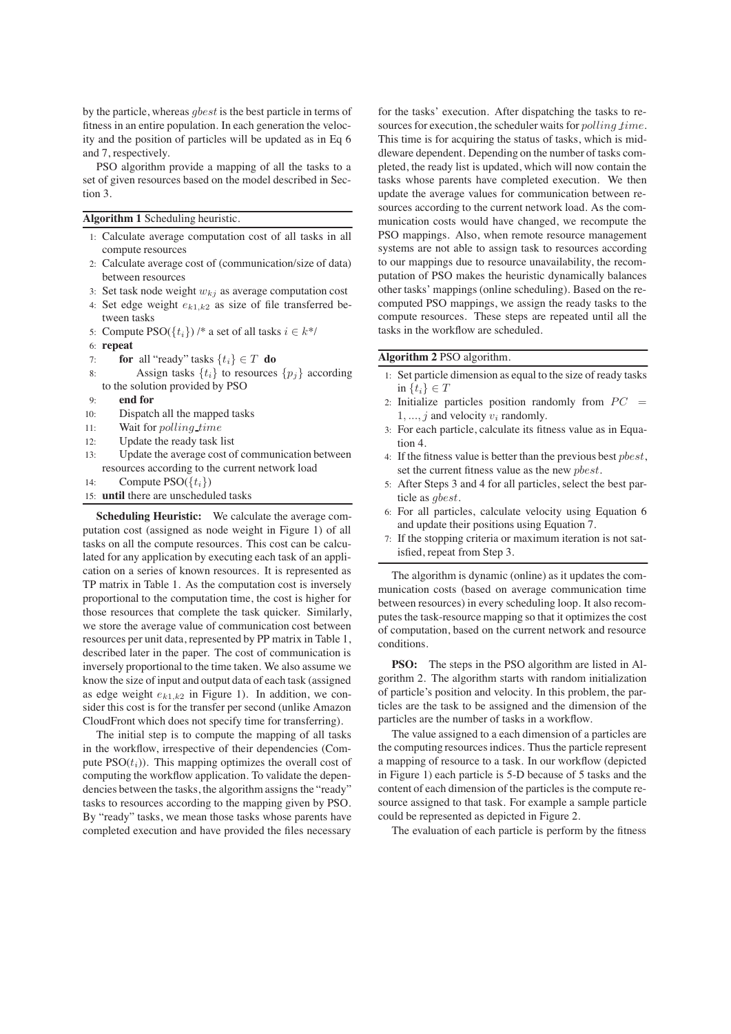by the particle, whereas $gbest$ is the best particle in terms of fitness in an entire population. In each generation the velocity and the position of particles will be updated as in Eq 6 and 7, respectively.

PSO algorithm provide a mapping of all the tasks to a set of given resources based on the model described in Section 3.

**Algorithm 1** Scheduling heuristic.

1: Calculate average computation cost of all tasks in all compute resources
2: Calculate average cost of (communication/size of data) between resources
3: Set task node weight $w_{kj}$ as average computation cost
4: Set edge weight $e_{k1,k2}$ as size of file transferred between tasks
5: Compute PSO($\{t_i\}$) /* a set of all tasks $i \in k$*/
6: **repeat**
7: **for** all "ready" tasks $\{t_i\} \in T$ **do**
8: Assign tasks $\{t_i\}$ to resources $\{p_j\}$ according to the solution provided by PSO
9: **end for**
10: Dispatch all the mapped tasks
11: Wait for $polling\_time$
12: Update the ready task list
13: Update the average cost of communication between resources according to the current network load
14: Compute PSO($\{t_i\}$)
15: **until** there are unscheduled tasks

**Scheduling Heuristic:** We calculate the average computation cost (assigned as node weight in Figure 1) of all tasks on all the compute resources. This cost can be calculated for any application by executing each task of an application on a series of known resources. It is represented as TP matrix in Table 1. As the computation cost is inversely proportional to the computation time, the cost is higher for those resources that complete the task quicker. Similarly, we store the average value of communication cost between resources per unit data, represented by PP matrix in Table 1, described later in the paper. The cost of communication is inversely proportional to the time taken. We also assume we know the size of input and output data of each task (assigned as edge weight $e_{k1,k2}$ in Figure 1). In addition, we consider this cost is for the transfer per second (unlike Amazon CloudFront which does not specify time for transferring).

The initial step is to compute the mapping of all tasks in the workflow, irrespective of their dependencies (Compute PSO($t_i$)). This mapping optimizes the overall cost of computing the workflow application. To validate the dependencies between the tasks, the algorithm assigns the "ready" tasks to resources according to the mapping given by PSO. By "ready" tasks, we mean those tasks whose parents have completed execution and have provided the files necessary for the tasks' execution. After dispatching the tasks to resources for execution, the scheduler waits for $polling\_time$. This time is for acquiring the status of tasks, which is middleware dependent. Depending on the number of tasks completed, the ready list is updated, which will now contain the tasks whose parents have completed execution. We then update the average values for communication between resources according to the current network load. As the communication costs would have changed, we recompute the PSO mappings. Also, when remote resource management systems are not able to assign task to resources according to our mappings due to resource unavailability, the recomputation of PSO makes the heuristic dynamically balances other tasks' mappings (online scheduling). Based on the recomputed PSO mappings, we assign the ready tasks to the compute resources. These steps are repeated until all the tasks in the workflow are scheduled.

**Algorithm 2** PSO algorithm.

1: Set particle dimension as equal to the size of ready tasks in $\{t_i\} \in T$
2: Initialize particles position randomly from $PC = 1, ..., j$ and velocity $v_i$ randomly.
3: For each particle, calculate its fitness value as in Equation 4.
4: If the fitness value is better than the previous best $pbest$, set the current fitness value as the new $pbest$.
5: After Steps 3 and 4 for all particles, select the best particle as $gbest$.
6: For all particles, calculate velocity using Equation 6 and update their positions using Equation 7.
7: If the stopping criteria or maximum iteration is not satisfied, repeat from Step 3.

The algorithm is dynamic (online) as it updates the communication costs (based on average communication time between resources) in every scheduling loop. It also recomputes the task-resource mapping so that it optimizes the cost of computation, based on the current network and resource conditions.

**PSO:** The steps in the PSO algorithm are listed in Algorithm 2. The algorithm starts with random initialization of particle's position and velocity. In this problem, the particles are the task to be assigned and the dimension of the particles are the number of tasks in a workflow.

The value assigned to a each dimension of a particles are the computing resources indices. Thus the particle represent a mapping of resource to a task. In our workflow (depicted in Figure 1) each particle is 5-D because of 5 tasks and the content of each dimension of the particles is the compute resource assigned to that task. For example a sample particle could be represented as depicted in Figure 2.

The evaluation of each particle is perform by the fitness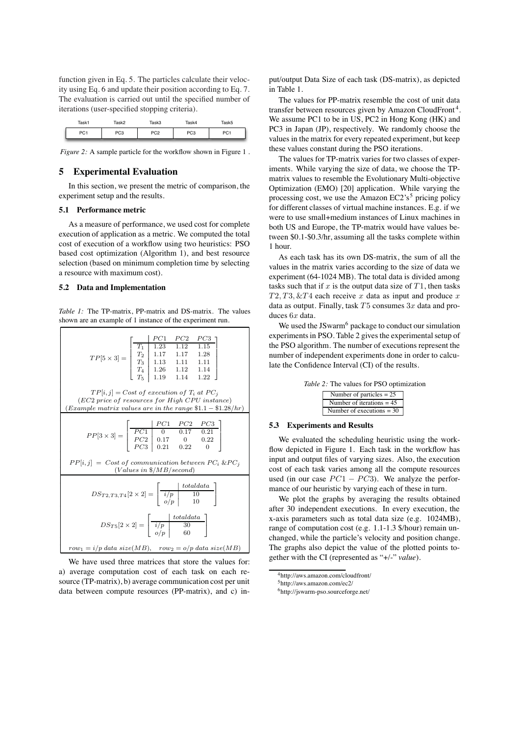function given in Eq. 5. The particles calculate their velocity using Eq. 6 and update their position according to Eq. 7. The evaluation is carried out until the specified number of iterations (user-specified stopping criteria).

| Task1 | Task2 | Task3 | Task4 | Task5 |
|---|---|---|---|---|
| PC1 | PC3 | PC2 | PC3 | PC1 |

*Figure 2:* A sample particle for the workflow shown in Figure 1 .

## 5 Experimental Evaluation

In this section, we present the metric of comparison, the experiment setup and the results.

### 5.1 Performance metric

As a measure of performance, we used cost for complete execution of application as a metric. We computed the total cost of execution of a workflow using two heuristics: PSO based cost optimization (Algorithm 1), and best resource selection (based on minimum completion time by selecting a resource with maximum cost).

### 5.2 Data and Implementation

*Table 1:* The TP-matrix, PP-matrix and DS-matrix. The values shown are an example of 1 instance of the experiment run.

$$TP[5 \times 3] = \left[\begin{array}{c|ccc} & PC1 & PC2 & PC3 \\ \hline T_1 & 1.23 & 1.12 & 1.15 \\ T_2 & 1.17 & 1.17 & 1.28 \\ T_3 & 1.13 & 1.11 & 1.11 \\ T_4 & 1.26 & 1.12 & 1.14 \\ T_5 & 1.19 & 1.14 & 1.22 \end{array}\right]$$

$TP[i,j] = Cost\ of\ execution\ of\ T_i\ at\ PC_j$
$(EC2\ price\ of\ resources\ for\ High\ CPU\ instance)$
$(Example\ matrix\ values\ are\ in\ the\ range\ \$1.1 - \$1.28/hr)$

$$PP[3 \times 3] = \left[\begin{array}{c|ccc} & PC1 & PC2 & PC3 \\ \hline PC1 & 0 & 0.17 & 0.21 \\ PC2 & 0.17 & 0 & 0.22 \\ PC3 & 0.21 & 0.22 & 0 \end{array}\right]$$

$PP[i,j] = Cost\ of\ communication\ between\ PC_i\ \&PC_j$
$(Values\ in\ \$/MB/second)$

$$DS_{T2,T3,T4}[2 \times 2] = \left[\begin{array}{c|c} & totaldata \\ \hline i/p & 10 \\ o/p & 10 \end{array}\right]$$

$$DS_{T5}[2 \times 2] = \left[\begin{array}{c|c} & totaldata \\ \hline i/p & 30 \\ o/p & 60 \end{array}\right]$$

$row_1 = i/p\ data\ size(MB), \quad row_2 = o/p\ data\ size(MB)$

We have used three matrices that store the values for: a) average computation cost of each task on each resource (TP-matrix), b) average communication cost per unit data between compute resources (PP-matrix), and c) input/output Data Size of each task (DS-matrix), as depicted in Table 1.

The values for PP-matrix resemble the cost of unit data transfer between resources given by Amazon CloudFront[4]. We assume PC1 to be in US, PC2 in Hong Kong (HK) and PC3 in Japan (JP), respectively. We randomly choose the values in the matrix for every repeated experiment, but keep these values constant during the PSO iterations.

The values for TP-matrix varies for two classes of experiments. While varying the size of data, we choose the TP-matrix values to resemble the Evolutionary Multi-objective Optimization (EMO) [20] application. While varying the processing cost, we use the Amazon EC2's[5] pricing policy for different classes of virtual machine instances. E.g. if we were to use small+medium instances of Linux machines in both US and Europe, the TP-matrix would have values between \$0.1-\$0.3/hr, assuming all the tasks complete within 1 hour.

As each task has its own DS-matrix, the sum of all the values in the matrix varies according to the size of data we experiment (64-1024 MB). The total data is divided among tasks such that if $x$ is the output data size of $T1$, then tasks $T2, T3, \&T4$ each receive $x$ data as input and produce $x$ data as output. Finally, task $T5$ consumes $3x$ data and produces $6x$ data.

We used the JSwarm[6] package to conduct our simulation experiments in PSO. Table 2 gives the experimental setup of the PSO algorithm. The number of executions represent the number of independent experiments done in order to calculate the Confidence Interval (CI) of the results.

*Table 2:* The values for PSO optimization

| Number of particles = 25 |
|---|
| Number of iterations = 45 |
| Number of executions = 30 |

### 5.3 Experiments and Results

We evaluated the scheduling heuristic using the workflow depicted in Figure 1. Each task in the workflow has input and output files of varying sizes. Also, the execution cost of each task varies among all the compute resources used (in our case $PC1 - PC3$). We analyze the performance of our heuristic by varying each of these in turn.

We plot the graphs by averaging the results obtained after 30 independent executions. In every execution, the x-axis parameters such as total data size (e.g. 1024MB), range of computation cost (e.g. 1.1-1.3 \$/hour) remain unchanged, while the particle's velocity and position change. The graphs also depict the value of the plotted points together with the CI (represented as "+/-" *value*).

[4] http://aws.amazon.com/cloudfront/

[5] http://aws.amazon.com/ec2/

[6] http://jswarm-pso.sourceforge.net/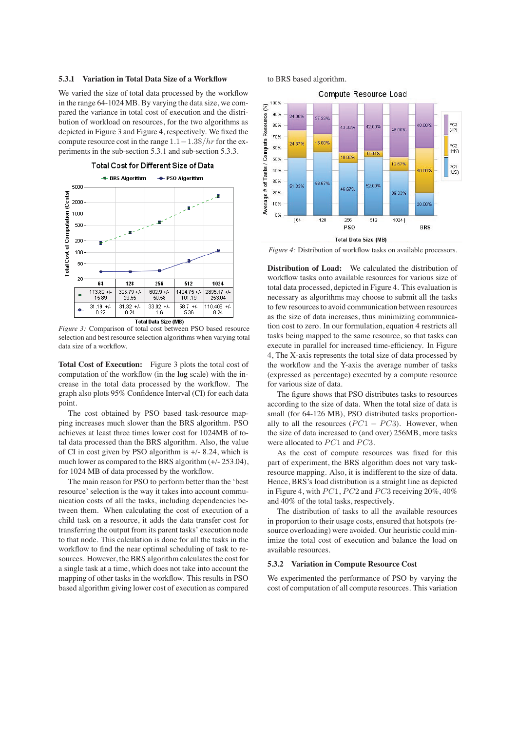#### 5.3.1 Variation in Total Data Size of a Workflow

We varied the size of total data processed by the workflow in the range 64-1024 MB. By varying the data size, we compared the variance in total cost of execution and the distribution of workload on resources, for the two algorithms as depicted in Figure 3 and Figure 4, respectively. We fixed the compute resource cost in the range $1.1 - 1.3\$/hr$ for the experiments in the sub-section 5.3.1 and sub-section 5.3.3.

Total Cost for Different Size of Data

| | 64 | 128 | 256 | 512 | 1024 |
|---|---|---|---|---|---|
| BRS Algorithm | 173.82 +/- 15.89 | 325.79 +/- 29.55 | 602.9 +/- 50.58 | 1404.75 +/- 101.19 | 2895.17 +/- 253.04 |
| PSO Algorithm | 31.19 +/- 0.22 | 31.32 +/- 0.24 | 33.02 +/- 1.6 | 58.7 +/- 5.36 | 110.408 +/- 8.24 |

*Figure 3:* Comparison of total cost between PSO based resource selection and best resource selection algorithms when varying total data size of a workflow.

**Total Cost of Execution:** Figure 3 plots the total cost of computation of the workflow (in the **log** scale) with the increase in the total data processed by the workflow. The graph also plots 95% Confidence Interval (CI) for each data point.

The cost obtained by PSO based task-resource mapping increases much slower than the BRS algorithm. PSO achieves at least three times lower cost for 1024MB of total data processed than the BRS algorithm. Also, the value of CI in cost given by PSO algorithm is +/- 8.24, which is much lower as compared to the BRS algorithm (+/- 253.04), for 1024 MB of data processed by the workflow.

The main reason for PSO to perform better than the 'best resource' selection is the way it takes into account communication costs of all the tasks, including dependencies between them. When calculating the cost of execution of a child task on a resource, it adds the data transfer cost for transferring the output from its parent tasks' execution node to that node. This calculation is done for all the tasks in the workflow to find the near optimal scheduling of task to resources. However, the BRS algorithm calculates the cost for a single task at a time, which does not take into account the mapping of other tasks in the workflow. This results in PSO based algorithm giving lower cost of execution as compared to BRS based algorithm.

*Figure 4:* Distribution of workflow tasks on available processors.

**Distribution of Load:** We calculated the distribution of workflow tasks onto available resources for various size of total data processed, depicted in Figure 4. This evaluation is necessary as algorithms may choose to submit all the tasks to few resources to avoid communication between resources as the size of data increases, thus minimizing communication cost to zero. In our formulation, equation 4 restricts all tasks being mapped to the same resource, so that tasks can execute in parallel for increased time-efficiency. In Figure 4, The X-axis represents the total size of data processed by the workflow and the Y-axis the average number of tasks (expressed as percentage) executed by a compute resource for various size of data.

The figure shows that PSO distributes tasks to resources according to the size of data. When the total size of data is small (for 64-126 MB), PSO distributed tasks proportionally to all the resources ($PC1 - PC3$). However, when the size of data increased to (and over) 256MB, more tasks were allocated to $PC1$ and $PC3$.

As the cost of compute resources was fixed for this part of experiment, the BRS algorithm does not vary task-resource mapping. Also, it is indifferent to the size of data. Hence, BRS's load distribution is a straight line as depicted in Figure 4, with $PC1$, $PC2$ and $PC3$ receiving 20%, 40% and 40% of the total tasks, respectively.

The distribution of tasks to all the available resources in proportion to their usage costs, ensured that hotspots (resource overloading) were avoided. Our heuristic could minimize the total cost of execution and balance the load on available resources.

#### 5.3.2 Variation in Compute Resource Cost

We experimented the performance of PSO by varying the cost of computation of all compute resources. This variation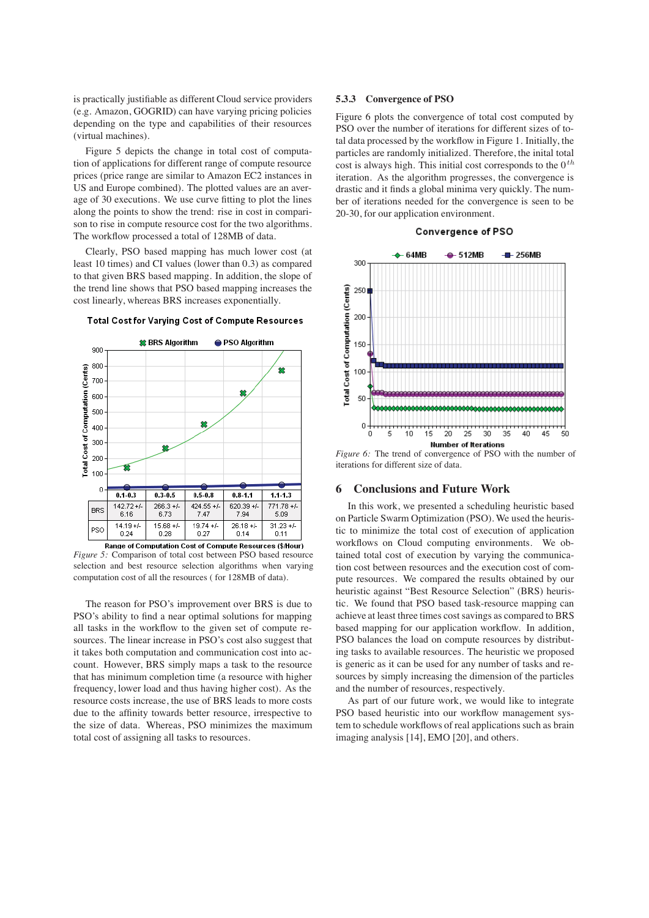is practically justifiable as different Cloud service providers (e.g. Amazon, GOGRID) can have varying pricing policies depending on the type and capabilities of their resources (virtual machines).

Figure 5 depicts the change in total cost of computation of applications for different range of compute resource prices (price range are similar to Amazon EC2 instances in US and Europe combined). The plotted values are an average of 30 executions. We use curve fitting to plot the lines along the points to show the trend: rise in cost in comparison to rise in compute resource cost for the two algorithms. The workflow processed a total of 128MB of data.

Clearly, PSO based mapping has much lower cost (at least 10 times) and CI values (lower than 0.3) as compared to that given BRS based mapping. In addition, the slope of the trend line shows that PSO based mapping increases the cost linearly, whereas BRS increases exponentially.

**Total Cost for Varying Cost of Compute Resources**

| | 0.1-0.3 | 0.3-0.5 | 0.5-0.8 | 0.8-1.1 | 1.1-1.3 |
|---|---|---|---|---|---|
| BRS | 142.72 +/- 6.16 | 266.3 +/- 6.73 | 424.55 +/- 7.47 | 620.39 +/- 7.94 | 771.78 +/- 5.09 |
| PSO | 14.19 +/- 0.24 | 15.68 +/- 0.28 | 19.74 +/- 0.27 | 26.18 +/- 0.14 | 31.23 +/- 0.11 |

Range of Computation Cost of Compute Resources ($/Hour)

*Figure 5:* Comparison of total cost between PSO based resource selection and best resource selection algorithms when varying computation cost of all the resources ( for 128MB of data).

The reason for PSO's improvement over BRS is due to PSO's ability to find a near optimal solutions for mapping all tasks in the workflow to the given set of compute resources. The linear increase in PSO's cost also suggest that it takes both computation and communication cost into account. However, BRS simply maps a task to the resource that has minimum completion time (a resource with higher frequency, lower load and thus having higher cost). As the resource costs increase, the use of BRS leads to more costs due to the affinity towards better resource, irrespective to the size of data. Whereas, PSO minimizes the maximum total cost of assigning all tasks to resources.

### 5.3.3 Convergence of PSO

Figure 6 plots the convergence of total cost computed by PSO over the number of iterations for different sizes of total data processed by the workflow in Figure 1. Initially, the particles are randomly initialized. Therefore, the inital total cost is always high. This initial cost corresponds to the $0^{th}$ iteration. As the algorithm progresses, the convergence is drastic and it finds a global minima very quickly. The number of iterations needed for the convergence is seen to be 20-30, for our application environment.

*Figure 6:* The trend of convergence of PSO with the number of iterations for different size of data.

## 6 Conclusions and Future Work

In this work, we presented a scheduling heuristic based on Particle Swarm Optimization (PSO). We used the heuristic to minimize the total cost of execution of application workflows on Cloud computing environments. We obtained total cost of execution by varying the communication cost between resources and the execution cost of compute resources. We compared the results obtained by our heuristic against "Best Resource Selection" (BRS) heuristic. We found that PSO based task-resource mapping can achieve at least three times cost savings as compared to BRS based mapping for our application workflow. In addition, PSO balances the load on compute resources by distributing tasks to available resources. The heuristic we proposed is generic as it can be used for any number of tasks and resources by simply increasing the dimension of the particles and the number of resources, respectively.

As part of our future work, we would like to integrate PSO based heuristic into our workflow management system to schedule workflows of real applications such as brain imaging analysis [14], EMO [20], and others.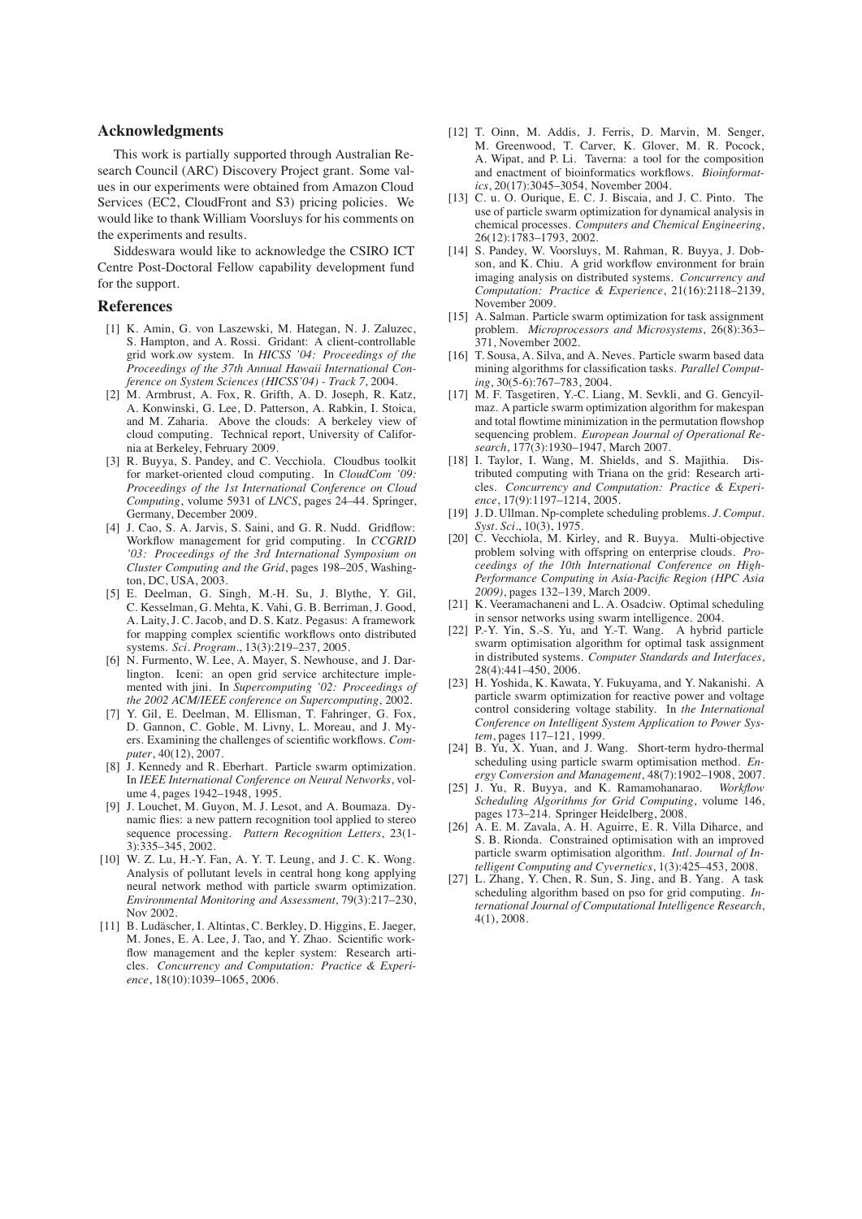## Acknowledgments

This work is partially supported through Australian Research Council (ARC) Discovery Project grant. Some values in our experiments were obtained from Amazon Cloud Services (EC2, CloudFront and S3) pricing policies. We would like to thank William Voorsluys for his comments on the experiments and results.

Siddeswara would like to acknowledge the CSIRO ICT Centre Post-Doctoral Fellow capability development fund for the support.

## References

- [1] K. Amin, G. von Laszewski, M. Hategan, N. J. Zaluzec, S. Hampton, and A. Rossi. Gridant: A client-controllable grid work.ow system. In *HICSS '04: Proceedings of the Proceedings of the 37th Annual Hawaii International Conference on System Sciences (HICSS'04) - Track 7*, 2004.
- [2] M. Armbrust, A. Fox, R. Grifth, A. D. Joseph, R. Katz, A. Konwinski, G. Lee, D. Patterson, A. Rabkin, I. Stoica, and M. Zaharia. Above the clouds: A berkeley view of cloud computing. Technical report, University of California at Berkeley, February 2009.
- [3] R. Buyya, S. Pandey, and C. Vecchiola. Cloudbus toolkit for market-oriented cloud computing. In *CloudCom '09: Proceedings of the 1st International Conference on Cloud Computing*, volume 5931 of *LNCS*, pages 24–44. Springer, Germany, December 2009.
- [4] J. Cao, S. A. Jarvis, S. Saini, and G. R. Nudd. Gridflow: Workflow management for grid computing. In *CCGRID '03: Proceedings of the 3rd International Symposium on Cluster Computing and the Grid*, pages 198–205, Washington, DC, USA, 2003.
- [5] E. Deelman, G. Singh, M.-H. Su, J. Blythe, Y. Gil, C. Kesselman, G. Mehta, K. Vahi, G. B. Berriman, J. Good, A. Laity, J. C. Jacob, and D. S. Katz. Pegasus: A framework for mapping complex scientific workflows onto distributed systems. *Sci. Program.*, 13(3):219–237, 2005.
- [6] N. Furmento, W. Lee, A. Mayer, S. Newhouse, and J. Darlington. Iceni: an open grid service architecture implemented with jini. In *Supercomputing '02: Proceedings of the 2002 ACM/IEEE conference on Supercomputing*, 2002.
- [7] Y. Gil, E. Deelman, M. Ellisman, T. Fahringer, G. Fox, D. Gannon, C. Goble, M. Livny, L. Moreau, and J. Myers. Examining the challenges of scientific workflows. *Computer*, 40(12), 2007.
- [8] J. Kennedy and R. Eberhart. Particle swarm optimization. In *IEEE International Conference on Neural Networks*, volume 4, pages 1942–1948, 1995.
- [9] J. Louchet, M. Guyon, M. J. Lesot, and A. Boumaza. Dynamic flies: a new pattern recognition tool applied to stereo sequence processing. *Pattern Recognition Letters*, 23(1-3):335–345, 2002.
- [10] W. Z. Lu, H.-Y. Fan, A. Y. T. Leung, and J. C. K. Wong. Analysis of pollutant levels in central hong kong applying neural network method with particle swarm optimization. *Environmental Monitoring and Assessment*, 79(3):217–230, Nov 2002.
- [11] B. Ludäscher, I. Altintas, C. Berkley, D. Higgins, E. Jaeger, M. Jones, E. A. Lee, J. Tao, and Y. Zhao. Scientific workflow management and the kepler system: Research articles. *Concurrency and Computation: Practice & Experience*, 18(10):1039–1065, 2006.
- [12] T. Oinn, M. Addis, J. Ferris, D. Marvin, M. Senger, M. Greenwood, T. Carver, K. Glover, M. R. Pocock, A. Wipat, and P. Li. Taverna: a tool for the composition and enactment of bioinformatics workflows. *Bioinformatics*, 20(17):3045–3054, November 2004.
- [13] C. u. O. Ourique, E. C. J. Biscaia, and J. C. Pinto. The use of particle swarm optimization for dynamical analysis in chemical processes. *Computers and Chemical Engineering*, 26(12):1783–1793, 2002.
- [14] S. Pandey, W. Voorsluys, M. Rahman, R. Buyya, J. Dobson, and K. Chiu. A grid workflow environment for brain imaging analysis on distributed systems. *Concurrency and Computation: Practice & Experience*, 21(16):2118–2139, November 2009.
- [15] A. Salman. Particle swarm optimization for task assignment problem. *Microprocessors and Microsystems*, 26(8):363–371, November 2002.
- [16] T. Sousa, A. Silva, and A. Neves. Particle swarm based data mining algorithms for classification tasks. *Parallel Computing*, 30(5-6):767–783, 2004.
- [17] M. F. Tasgetiren, Y.-C. Liang, M. Sevkli, and G. Gencyilmaz. A particle swarm optimization algorithm for makespan and total flowtime minimization in the permutation flowshop sequencing problem. *European Journal of Operational Research*, 177(3):1930–1947, March 2007.
- [18] I. Taylor, I. Wang, M. Shields, and S. Majithia. Distributed computing with Triana on the grid: Research articles. *Concurrency and Computation: Practice & Experience*, 17(9):1197–1214, 2005.
- [19] J. D. Ullman. Np-complete scheduling problems. *J. Comput. Syst. Sci.*, 10(3), 1975.
- [20] C. Vecchiola, M. Kirley, and R. Buyya. Multi-objective problem solving with offspring on enterprise clouds. *Proceedings of the 10th International Conference on High-Performance Computing in Asia-Pacific Region (HPC Asia 2009)*, pages 132–139, March 2009.
- [21] K. Veeramachaneni and L. A. Osadciw. Optimal scheduling in sensor networks using swarm intelligence. 2004.
- [22] P.-Y. Yin, S.-S. Yu, and Y.-T. Wang. A hybrid particle swarm optimisation algorithm for optimal task assignment in distributed systems. *Computer Standards and Interfaces*, 28(4):441–450, 2006.
- [23] H. Yoshida, K. Kawata, Y. Fukuyama, and Y. Nakanishi. A particle swarm optimization for reactive power and voltage control considering voltage stability. In *the International Conference on Intelligent System Application to Power System*, pages 117–121, 1999.
- [24] B. Yu, X. Yuan, and J. Wang. Short-term hydro-thermal scheduling using particle swarm optimisation method. *Energy Conversion and Management*, 48(7):1902–1908, 2007.
- [25] J. Yu, R. Buyya, and K. Ramamohanarao. *Workflow Scheduling Algorithms for Grid Computing*, volume 146, pages 173–214. Springer Heidelberg, 2008.
- [26] A. E. M. Zavala, A. H. Aguirre, E. R. Villa Diharce, and S. B. Rionda. Constrained optimisation with an improved particle swarm optimisation algorithm. *Intl. Journal of Intelligent Computing and Cyvernetics*, 1(3):425–453, 2008.
- [27] L. Zhang, Y. Chen, R. Sun, S. Jing, and B. Yang. A task scheduling algorithm based on pso for grid computing. *International Journal of Computational Intelligence Research*, 4(1), 2008.